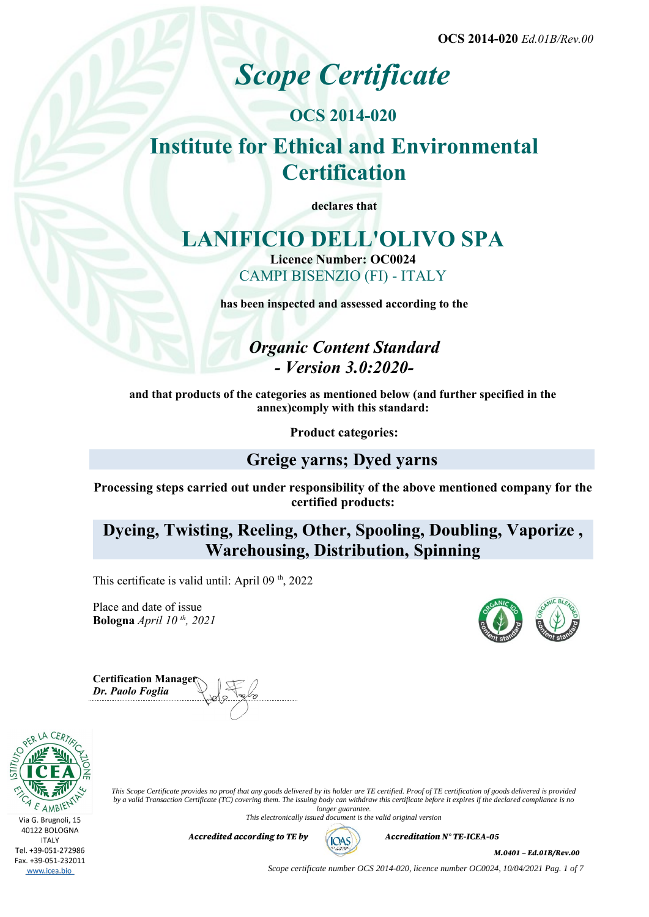OCS 2014-020 *Ed.01B/Rev.00*

# *Scope Certificate*

## OCS 2014-020

## Institute for Ethical and Environmental Certification

**declares that**

# LANIFICIO DELL'OLIVO SPA

**Licence Number: OC0024**

CAMPI BISENZIO (FI) - ITALY

**has been inspected and assessed according to the**

### *Organic Content Standard - Version 3.0:2020-*

**and that products of the categories as mentioned below (and further specified in the annex)comply with this standard:**

**Product categories:**

### Greige yarns; Dyed yarns

**Processing steps carried out under responsibility of the above mentioned company for the certified products:**

### Dyeing, Twisting, Reeling, Other, Spooling, Doubling, Vaporize , Warehousing, Distribution, Spinning

This certificate is valid until: April 09 th, 2022

Place and date of issue
**Bologna** *April 10 th, 2021*

**Certification Manager**
***Dr. Paolo Foglia***

Via G. Brugnoli, 15
40122 BOLOGNA
ITALY
Tel. +39-051-272986
Fax. +39-051-232011
www.icea.bio

*This Scope Certificate provides no proof that any goods delivered by its holder are TE certified. Proof of TE certification of goods delivered is provided by a valid Transaction Certificate (TC) covering them. The issuing body can withdraw this certificate before it expires if the declared compliance is no longer guarantee.*
*This electronically issued document is the valid original version*

***Accredited according to TE by*** ***Accreditation N° TE-ICEA-05***

***M.0401 – Ed.01B/Rev.00***

*Scope certificate number OCS 2014-020, licence number OC0024, 10/04/2021*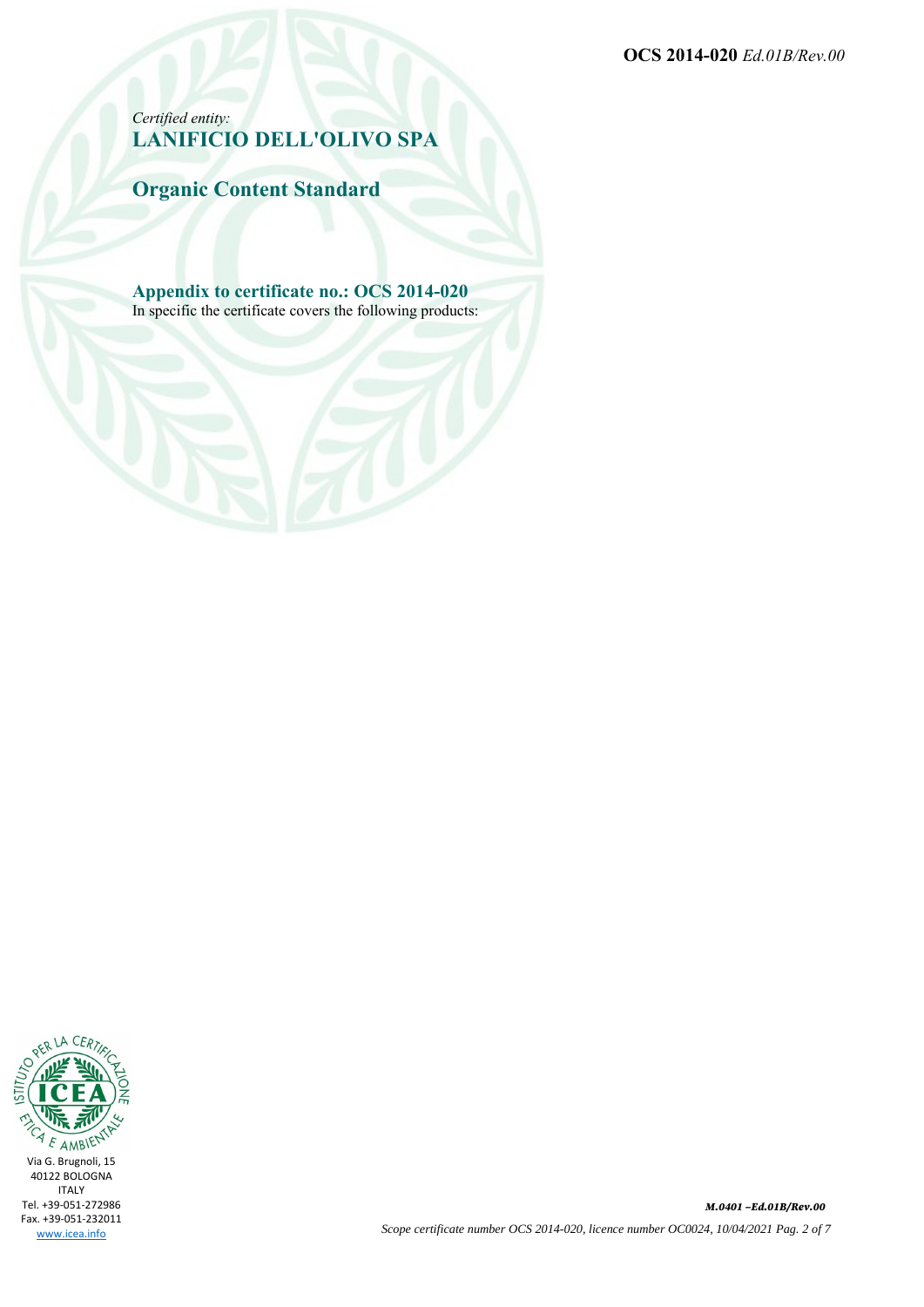*Certified entity:*
## LANIFICIO DELL'OLIVO SPA

## Organic Content Standard

### Appendix to certificate no.: OCS 2014-020
In specific the certificate covers the following products:

Via G. Brugnoli, 15
40122 BOLOGNA
ITALY
Tel. +39-051-272986
Fax. +39-051-232011
www.icea.info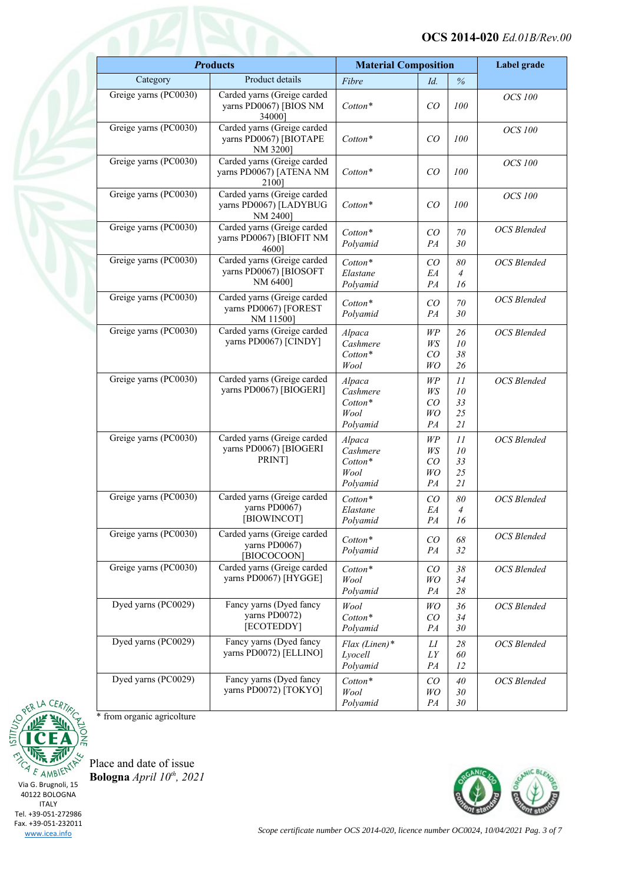| Products | | Material Composition | | | Label grade |
|---|---|---|---|---|---|
| Category | Product details | *Fibre* | *Id.* | *%* | |
| Greige yarns (PC0030) | Carded yarns (Greige carded yarns PD0067) [BIOS NM 34000] | *Cotton** | *CO* | *100* | *OCS 100* |
| Greige yarns (PC0030) | Carded yarns (Greige carded yarns PD0067) [BIOTAPE NM 3200] | *Cotton** | *CO* | *100* | *OCS 100* |
| Greige yarns (PC0030) | Carded yarns (Greige carded yarns PD0067) [ATENA NM 2100] | *Cotton** | *CO* | *100* | *OCS 100* |
| Greige yarns (PC0030) | Carded yarns (Greige carded yarns PD0067) [LADYBUG NM 2400] | *Cotton** | *CO* | *100* | *OCS 100* |
| Greige yarns (PC0030) | Carded yarns (Greige carded yarns PD0067) [BIOFIT NM 4600] | *Cotton** <br> *Polyamid* | *CO* <br> *PA* | *70* <br> *30* | *OCS Blended* |
| Greige yarns (PC0030) | Carded yarns (Greige carded yarns PD0067) [BIOSOFT NM 6400] | *Cotton** <br> *Elastane* <br> *Polyamid* | *CO* <br> *EA* <br> *PA* | *80* <br> *4* <br> *16* | *OCS Blended* |
| Greige yarns (PC0030) | Carded yarns (Greige carded yarns PD0067) [FOREST NM 11500] | *Cotton** <br> *Polyamid* | *CO* <br> *PA* | *70* <br> *30* | *OCS Blended* |
| Greige yarns (PC0030) | Carded yarns (Greige carded yarns PD0067) [CINDY] | *Alpaca* <br> *Cashmere* <br> *Cotton** <br> *Wool* | *WP* <br> *WS* <br> *CO* <br> *WO* | *26* <br> *10* <br> *38* <br> *26* | *OCS Blended* |
| Greige yarns (PC0030) | Carded yarns (Greige carded yarns PD0067) [BIOGERI] | *Alpaca* <br> *Cashmere* <br> *Cotton** <br> *Wool* <br> *Polyamid* | *WP* <br> *WS* <br> *CO* <br> *WO* <br> *PA* | *11* <br> *10* <br> *33* <br> *25* <br> *21* | *OCS Blended* |
| Greige yarns (PC0030) | Carded yarns (Greige carded yarns PD0067) [BIOGERI PRINT] | *Alpaca* <br> *Cashmere* <br> *Cotton** <br> *Wool* <br> *Polyamid* | *WP* <br> *WS* <br> *CO* <br> *WO* <br> *PA* | *11* <br> *10* <br> *33* <br> *25* <br> *21* | *OCS Blended* |
| Greige yarns (PC0030) | Carded yarns (Greige carded yarns PD0067) [BIOWINCOT] | *Cotton** <br> *Elastane* <br> *Polyamid* | *CO* <br> *EA* <br> *PA* | *80* <br> *4* <br> *16* | *OCS Blended* |
| Greige yarns (PC0030) | Carded yarns (Greige carded yarns PD0067) [BIOCOCOON] | *Cotton** <br> *Polyamid* | *CO* <br> *PA* | *68* <br> *32* | *OCS Blended* |
| Greige yarns (PC0030) | Carded yarns (Greige carded yarns PD0067) [HYGGE] | *Cotton** <br> *Wool* <br> *Polyamid* | *CO* <br> *WO* <br> *PA* | *38* <br> *34* <br> *28* | *OCS Blended* |
| Dyed yarns (PC0029) | Fancy yarns (Dyed fancy yarns PD0072) [ECOTEDDY] | *Wool* <br> *Cotton** <br> *Polyamid* | *WO* <br> *CO* <br> *PA* | *36* <br> *34* <br> *30* | *OCS Blended* |
| Dyed yarns (PC0029) | Fancy yarns (Dyed fancy yarns PD0072) [ELLINO] | *Flax (Linen)** <br> *Lyocell* <br> *Polyamid* | *LI* <br> *LY* <br> *PA* | *28* <br> *60* <br> *12* | *OCS Blended* |
| Dyed yarns (PC0029) | Fancy yarns (Dyed fancy yarns PD0072) [TOKYO] | *Cotton** <br> *Wool* <br> *Polyamid* | *CO* <br> *WO* <br> *PA* | *40* <br> *30* <br> *30* | *OCS Blended* |

* from organic agricolture

Place and date of issue
**Bologna** *April 10th, 2021*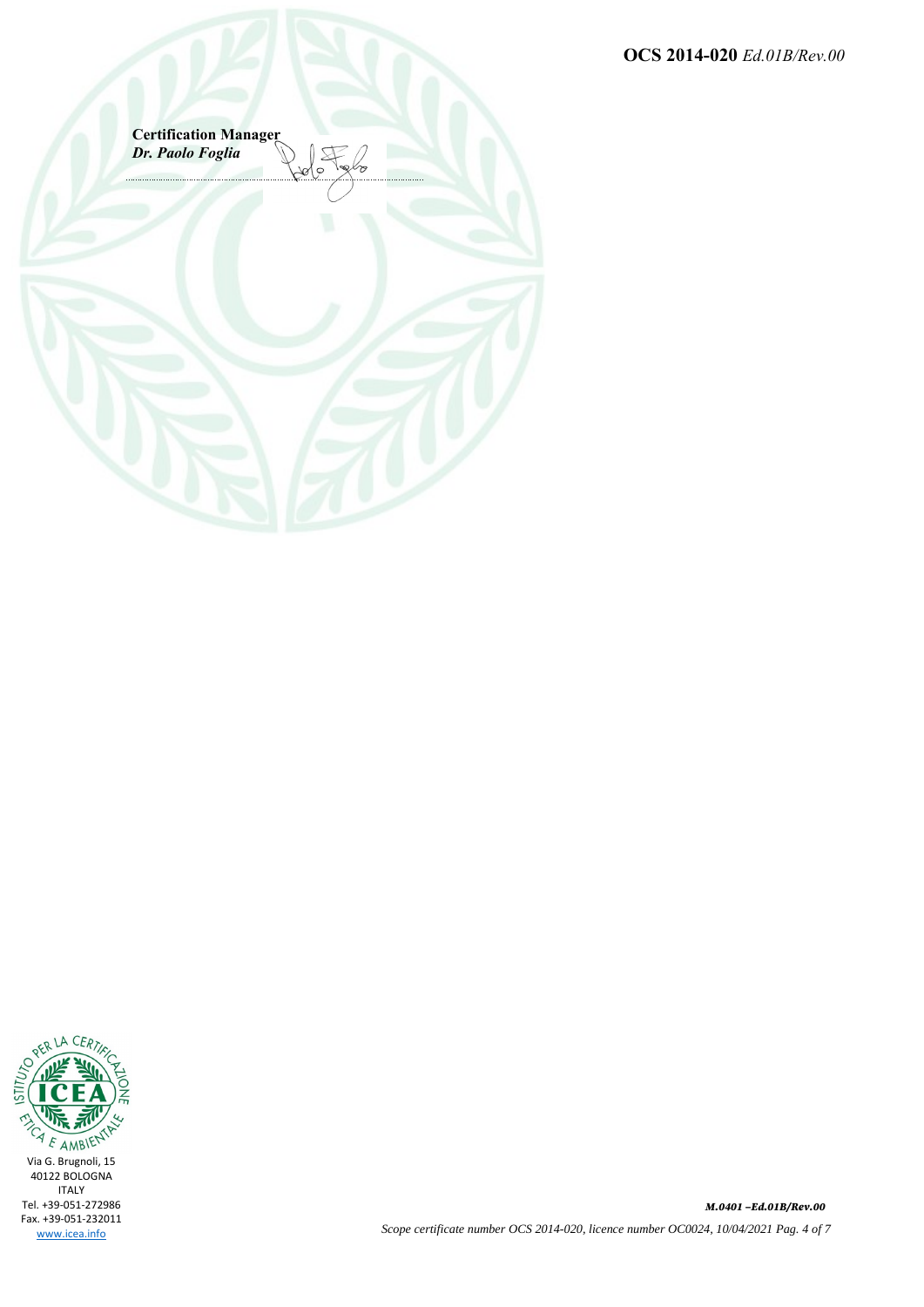**Certification Manager**
***Dr. Paolo Foglia***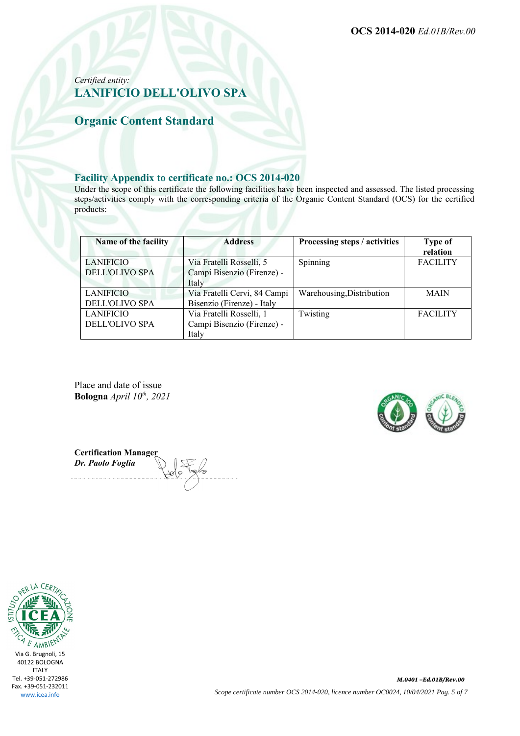*Certified entity:*

## LANIFICIO DELL'OLIVO SPA

## Organic Content Standard

### Facility Appendix to certificate no.: OCS 2014-020

Under the scope of this certificate the following facilities have been inspected and assessed. The listed processing steps/activities comply with the corresponding criteria of the Organic Content Standard (OCS) for the certified products:

| Name of the facility | Address | Processing steps / activities | Type of relation |
|---|---|---|---|
| LANIFICIO DELL'OLIVO SPA | Via Fratelli Rosselli, 5 Campi Bisenzio (Firenze) - Italy | Spinning | FACILITY |
| LANIFICIO DELL'OLIVO SPA | Via Fratelli Cervi, 84 Campi Bisenzio (Firenze) - Italy | Warehousing,Distribution | MAIN |
| LANIFICIO DELL'OLIVO SPA | Via Fratelli Rosselli, 1 Campi Bisenzio (Firenze) - Italy | Twisting | FACILITY |

Place and date of issue
**Bologna** *April 10th, 2021*

**Certification Manager**
***Dr. Paolo Foglia***

Via G. Brugnoli, 15
40122 BOLOGNA
ITALY
Tel. +39-051-272986
Fax. +39-051-232011
www.icea.info

***M.0401 –Ed.01B/Rev.00***

*Scope certificate number OCS 2014-020, licence number OC0024, 10/04/2021*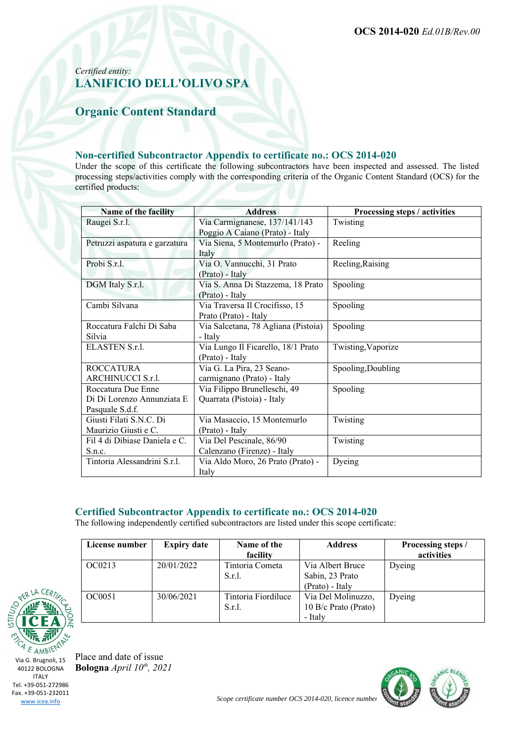**OCS 2014-020** *Ed.01B/Rev.00*

*Certified entity:*
## LANIFICIO DELL'OLIVO SPA

## Organic Content Standard

### Non-certified Subcontractor Appendix to certificate no.: OCS 2014-020

Under the scope of this certificate the following subcontractors have been inspected and assessed. The listed processing steps/activities comply with the corresponding criteria of the Organic Content Standard (OCS) for the certified products:

| Name of the facility | Address | Processing steps / activities |
|---|---|---|
| Raugei S.r.l. | Via Carmignanese, 137/141/143 Poggio A Caiano (Prato) - Italy | Twisting |
| Petruzzi aspatura e garzatura | Via Siena, 5 Montemurlo (Prato) - Italy | Reeling |
| Probi S.r.l. | Via O. Vannucchi, 31 Prato (Prato) - Italy | Reeling,Raising |
| DGM Italy S.r.l. | Via S. Anna Di Stazzema, 18 Prato (Prato) - Italy | Spooling |
| Cambi Silvana | Via Traversa Il Crocifisso, 15 Prato (Prato) - Italy | Spooling |
| Roccatura Falchi Di Saba Silvia | Via Salcetana, 78 Agliana (Pistoia) - Italy | Spooling |
| ELASTEN S.r.l. | Via Lungo Il Ficarello, 18/1 Prato (Prato) - Italy | Twisting,Vaporize |
| ROCCATURA ARCHINUCCI S.r.l. | Via G. La Pira, 23 Seano-carmignano (Prato) - Italy | Spooling,Doubling |
| Roccatura Due Enne Di Di Lorenzo Annunziata E Pasquale S.d.f. | Via Filippo Brunelleschi, 49 Quarrata (Pistoia) - Italy | Spooling |
| Giusti Filati S.N.C. Di Maurizio Giusti e C. | Via Masaccio, 15 Montemurlo (Prato) - Italy | Twisting |
| Fil 4 di Dibiase Daniela e C. S.n.c. | Via Del Pescinale, 86/90 Calenzano (Firenze) - Italy | Twisting |
| Tintoria Alessandrini S.r.l. | Via Aldo Moro, 26 Prato (Prato) - Italy | Dyeing |

### Certified Subcontractor Appendix to certificate no.: OCS 2014-020

The following independently certified subcontractors are listed under this scope certificate:

| License number | Expiry date | Name of the facility | Address | Processing steps / activities |
|---|---|---|---|---|
| OC0213 | 20/01/2022 | Tintoria Cometa S.r.l. | Via Albert Bruce Sabin, 23 Prato (Prato) - Italy | Dyeing |
| OC0051 | 30/06/2021 | Tintoria Fiordiluce S.r.l. | Via Del Molinuzzo, 10 B/c Prato (Prato) - Italy | Dyeing |

Place and date of issue
**Bologna** *April 10th, 2021*

Via G. Brugnoli, 15
40122 BOLOGNA
ITALY
Tel. +39-051-272986
Fax. +39-051-232011
www.icea.info

*Scope certificate number OCS 2014-020, licence number*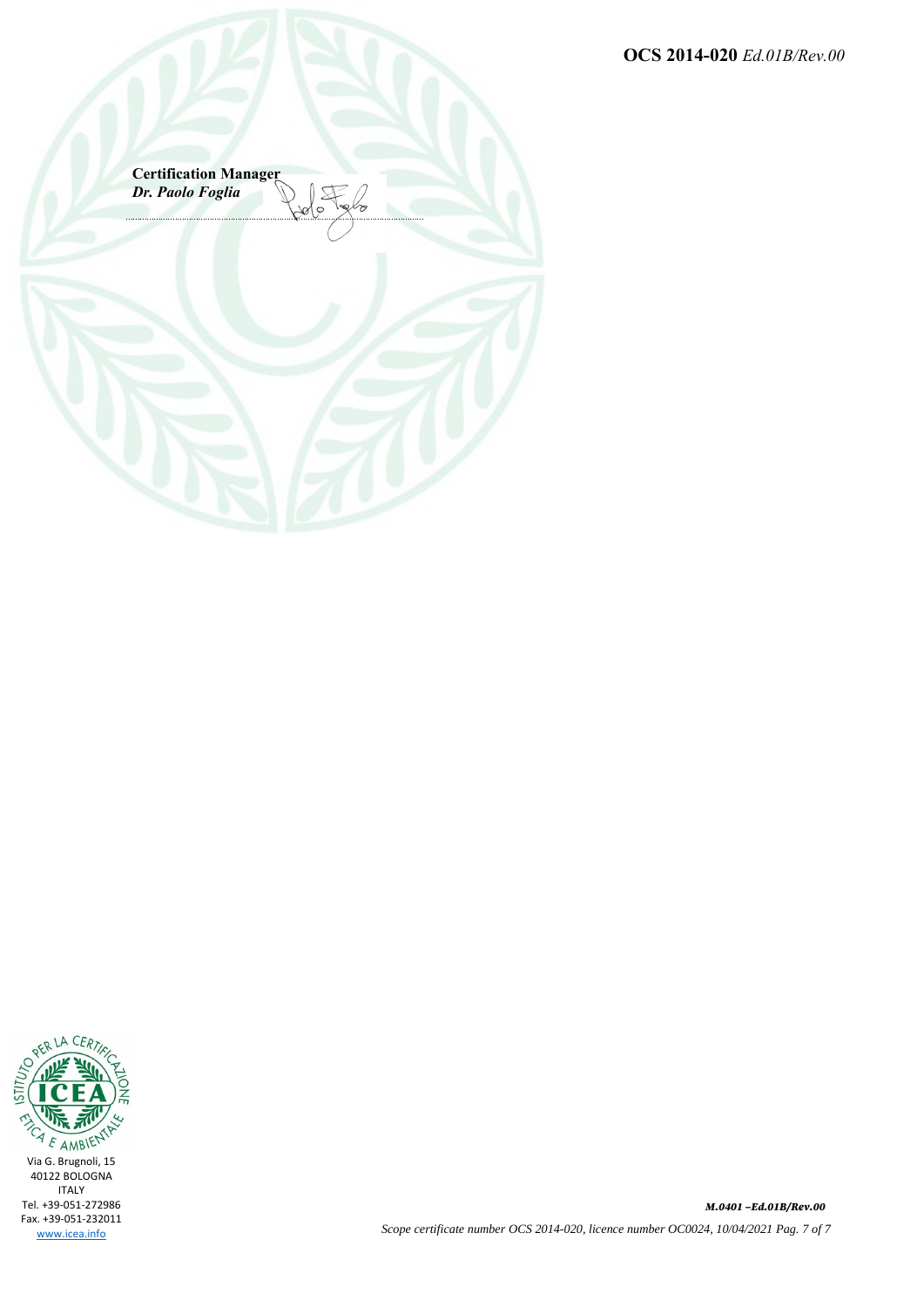**Certification Manager**
***Dr. Paolo Foglia***

Via G. Brugnoli, 15
40122 BOLOGNA
ITALY
Tel. +39-051-272986
Fax. +39-051-232011
www.icea.info